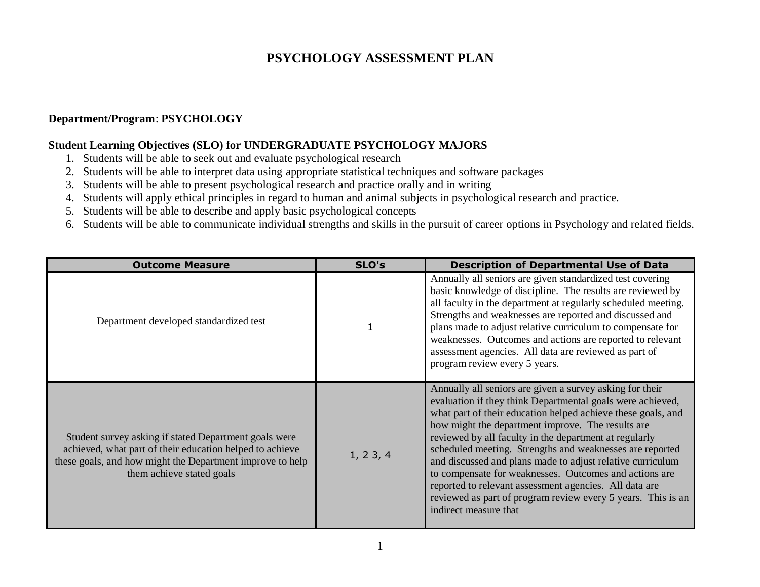# PSYCHOLOGY ASSESSMENT PLAN

**Department/Program**: **PSYCHOLOGY**

**Student Learning Objectives (SLO) for UNDERGRADUATE PSYCHOLOGY MAJORS**

1. Students will be able to seek out and evaluate psychological research
2. Students will be able to interpret data using appropriate statistical techniques and software packages
3. Students will be able to present psychological research and practice orally and in writing
4. Students will apply ethical principles in regard to human and animal subjects in psychological research and practice.
5. Students will be able to describe and apply basic psychological concepts
6. Students will be able to communicate individual strengths and skills in the pursuit of career options in Psychology and related fields.

| Outcome Measure | SLO's | Description of Departmental Use of Data |
|---|---|---|
| Department developed standardized test | 1 | Annually all seniors are given standardized test covering basic knowledge of discipline. The results are reviewed by all faculty in the department at regularly scheduled meeting. Strengths and weaknesses are reported and discussed and plans made to adjust relative curriculum to compensate for weaknesses. Outcomes and actions are reported to relevant assessment agencies. All data are reviewed as part of program review every 5 years. |
| Student survey asking if stated Department goals were achieved, what part of their education helped to achieve these goals, and how might the Department improve to help them achieve stated goals | 1, 2 3, 4 | Annually all seniors are given a survey asking for their evaluation if they think Departmental goals were achieved, what part of their education helped achieve these goals, and how might the department improve. The results are reviewed by all faculty in the department at regularly scheduled meeting. Strengths and weaknesses are reported and discussed and plans made to adjust relative curriculum to compensate for weaknesses. Outcomes and actions are reported to relevant assessment agencies. All data are reviewed as part of program review every 5 years. This is an indirect measure that |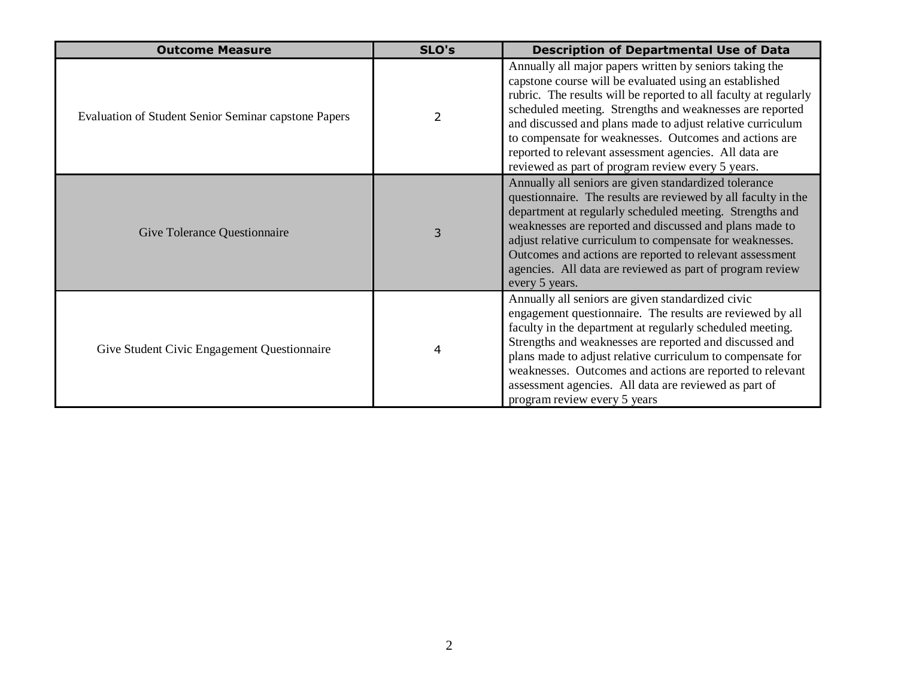| Outcome Measure | SLO's | Description of Departmental Use of Data |
| --- | --- | --- |
| Evaluation of Student Senior Seminar capstone Papers | 2 | Annually all major papers written by seniors taking the capstone course will be evaluated using an established rubric. The results will be reported to all faculty at regularly scheduled meeting. Strengths and weaknesses are reported and discussed and plans made to adjust relative curriculum to compensate for weaknesses. Outcomes and actions are reported to relevant assessment agencies. All data are reviewed as part of program review every 5 years. |
| Give Tolerance Questionnaire | 3 | Annually all seniors are given standardized tolerance questionnaire. The results are reviewed by all faculty in the department at regularly scheduled meeting. Strengths and weaknesses are reported and discussed and plans made to adjust relative curriculum to compensate for weaknesses. Outcomes and actions are reported to relevant assessment agencies. All data are reviewed as part of program review every 5 years. |
| Give Student Civic Engagement Questionnaire | 4 | Annually all seniors are given standardized civic engagement questionnaire. The results are reviewed by all faculty in the department at regularly scheduled meeting. Strengths and weaknesses are reported and discussed and plans made to adjust relative curriculum to compensate for weaknesses. Outcomes and actions are reported to relevant assessment agencies. All data are reviewed as part of program review every 5 years |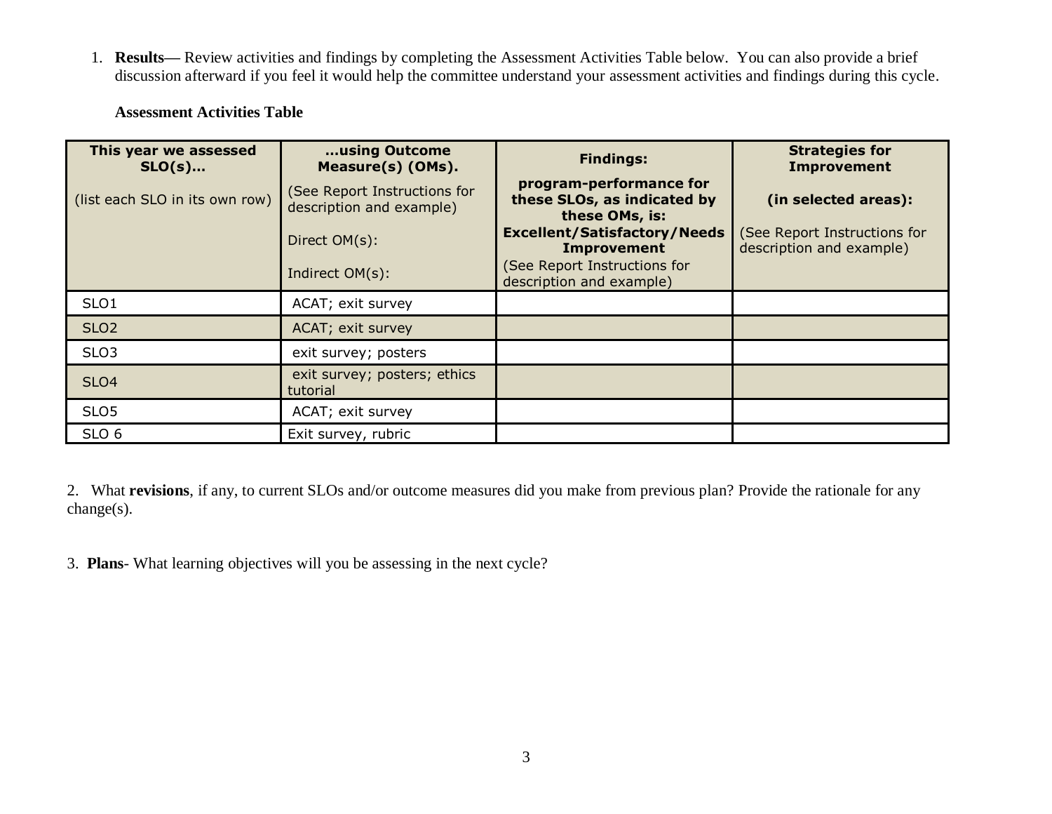1. **Results—** Review activities and findings by completing the Assessment Activities Table below. You can also provide a brief discussion afterward if you feel it would help the committee understand your assessment activities and findings during this cycle.

**Assessment Activities Table**

| **This year we assessed SLO(s)…** (list each SLO in its own row) | **…using Outcome Measure(s) (OMs).** (See Report Instructions for description and example) Direct OM(s): Indirect OM(s): | **Findings: program-performance for these SLOs, as indicated by these OMs, is: Excellent/Satisfactory/Needs Improvement** (See Report Instructions for description and example) | **Strategies for Improvement (in selected areas):** (See Report Instructions for description and example) |
|---|---|---|---|
| SLO1 | ACAT; exit survey | | |
| SLO2 | ACAT; exit survey | | |
| SLO3 | exit survey; posters | | |
| SLO4 | exit survey; posters; ethics tutorial | | |
| SLO5 | ACAT; exit survey | | |
| SLO 6 | Exit survey, rubric | | |

2. What **revisions**, if any, to current SLOs and/or outcome measures did you make from previous plan? Provide the rationale for any change(s).

3. **Plans**- What learning objectives will you be assessing in the next cycle?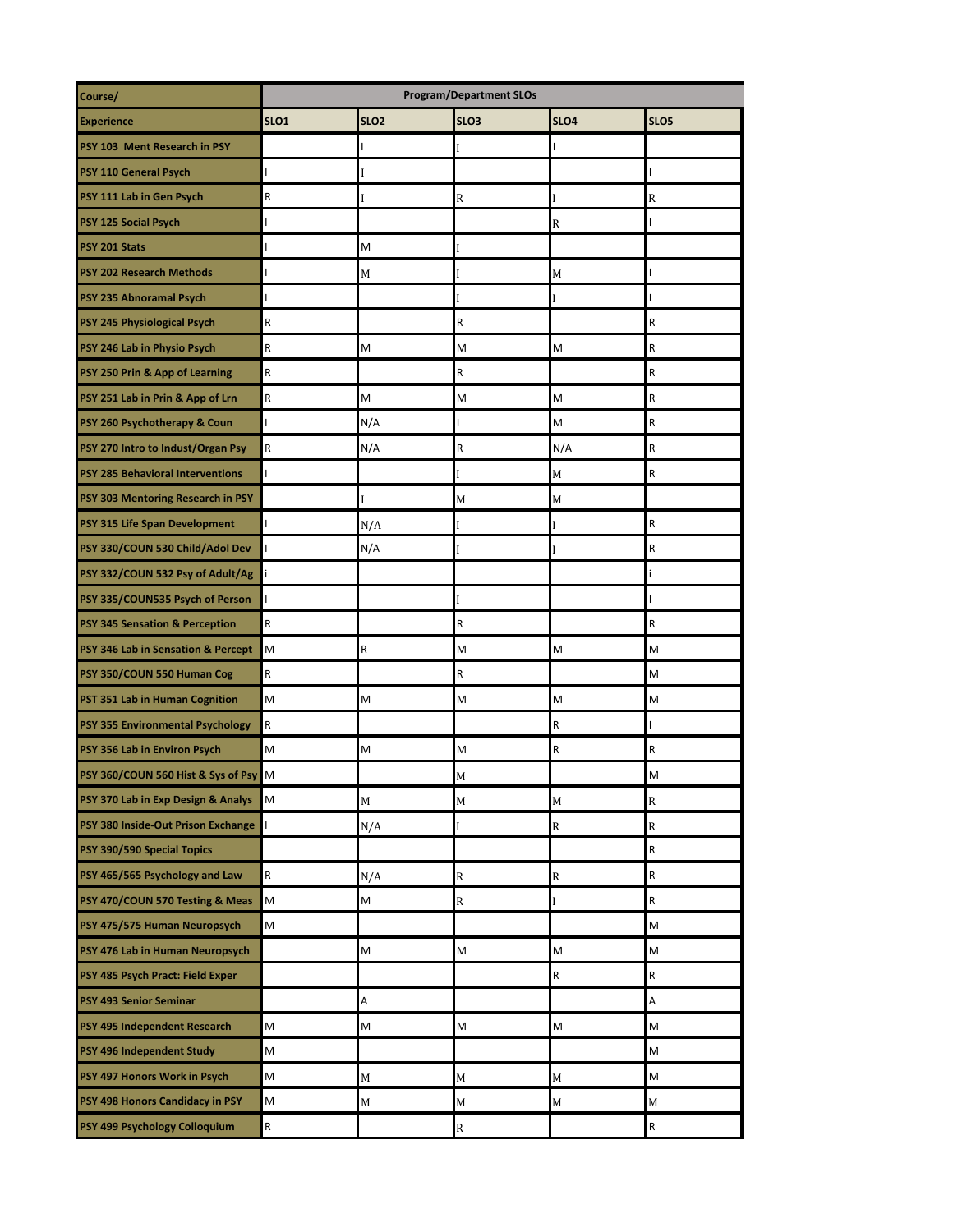| Course/ | Program/Department SLOs | | | | |
|---|---|---|---|---|---|
| Experience | SLO1 | SLO2 | SLO3 | SLO4 | SLO5 |
| PSY 103 Ment Research in PSY | | I | I | I | |
| PSY 110 General Psych | I | I | | | I |
| PSY 111 Lab in Gen Psych | R | I | R | I | R |
| PSY 125 Social Psych | I | | | R | I |
| PSY 201 Stats | I | M | I | | |
| PSY 202 Research Methods | I | M | I | M | I |
| PSY 235 Abnoramal Psych | I | | I | I | I |
| PSY 245 Physiological Psych | R | | R | | R |
| PSY 246 Lab in Physio Psych | R | M | M | M | R |
| PSY 250 Prin & App of Learning | R | | R | | R |
| PSY 251 Lab in Prin & App of Lrn | R | M | M | M | R |
| PSY 260 Psychotherapy & Coun | I | N/A | I | M | R |
| PSY 270 Intro to Indust/Organ Psy | R | N/A | R | N/A | R |
| PSY 285 Behavioral Interventions | I | | I | M | R |
| PSY 303 Mentoring Research in PSY | | I | M | M | |
| PSY 315 Life Span Development | I | N/A | I | I | R |
| PSY 330/COUN 530 Child/Adol Dev | I | N/A | I | I | R |
| PSY 332/COUN 532 Psy of Adult/Ag | i | | | | i |
| PSY 335/COUN535 Psych of Person | I | | I | | I |
| PSY 345 Sensation & Perception | R | | R | | R |
| PSY 346 Lab in Sensation & Percept | M | R | M | M | M |
| PSY 350/COUN 550 Human Cog | R | | R | | M |
| PST 351 Lab in Human Cognition | M | M | M | M | M |
| PSY 355 Environmental Psychology | R | | | R | I |
| PSY 356 Lab in Environ Psych | M | M | M | R | R |
| PSY 360/COUN 560 Hist & Sys of Psy | M | | M | | M |
| PSY 370 Lab in Exp Design & Analys | M | M | M | M | R |
| PSY 380 Inside-Out Prison Exchange | I | N/A | I | R | R |
| PSY 390/590 Special Topics | | | | | R |
| PSY 465/565 Psychology and Law | R | N/A | R | R | R |
| PSY 470/COUN 570 Testing & Meas | M | M | R | I | R |
| PSY 475/575 Human Neuropsych | M | | | | M |
| PSY 476 Lab in Human Neuropsych | | M | M | M | M |
| PSY 485 Psych Pract: Field Exper | | | | R | R |
| PSY 493 Senior Seminar | | A | | | A |
| PSY 495 Independent Research | M | M | M | M | M |
| PSY 496 Independent Study | M | | | | M |
| PSY 497 Honors Work in Psych | M | M | M | M | M |
| PSY 498 Honors Candidacy in PSY | M | M | M | M | M |
| PSY 499 Psychology Colloquium | R | | R | | R |